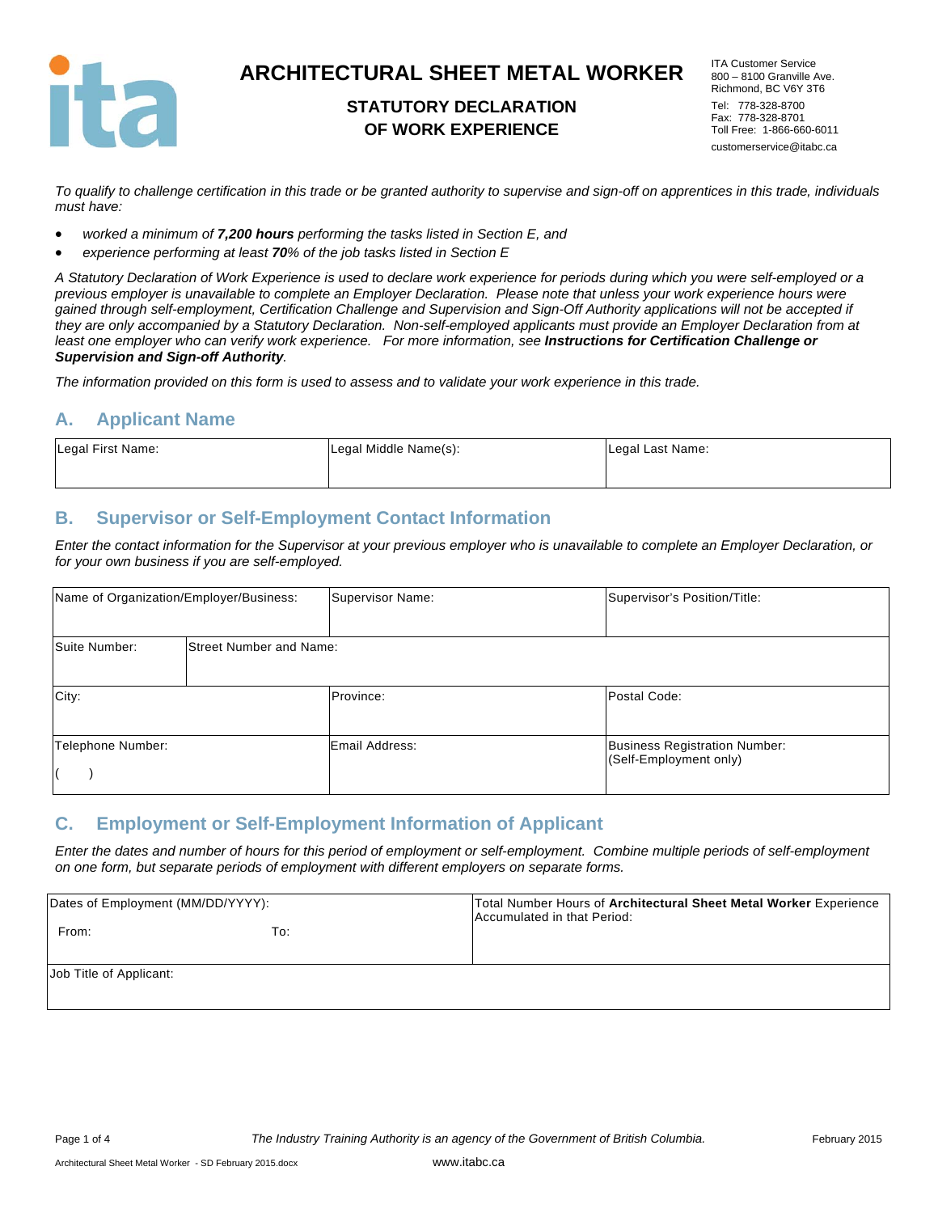# ARCHITECTURAL SHEET METAL WORKER

## STATUTORY DECLARATION OF WORK EXPERIENCE

ITA Customer Service
800 – 8100 Granville Ave.
Richmond, BC V6Y 3T6
Tel: 778-328-8700
Fax: 778-328-8701
Toll Free: 1-866-660-6011
customerservice@itabc.ca

*To qualify to challenge certification in this trade or be granted authority to supervise and sign-off on apprentices in this trade, individuals must have:*

- *worked a minimum of **7,200 hours** performing the tasks listed in Section E, and*
- *experience performing at least **70**% of the job tasks listed in Section E*

*A Statutory Declaration of Work Experience is used to declare work experience for periods during which you were self-employed or a previous employer is unavailable to complete an Employer Declaration. Please note that unless your work experience hours were gained through self-employment, Certification Challenge and Supervision and Sign-Off Authority applications will not be accepted if they are only accompanied by a Statutory Declaration. Non-self-employed applicants must provide an Employer Declaration from at least one employer who can verify work experience. For more information, see **Instructions for Certification Challenge or Supervision and Sign-off Authority**.*

*The information provided on this form is used to assess and to validate your work experience in this trade.*

## A. Applicant Name

| Legal First Name: | Legal Middle Name(s): | Legal Last Name: |
|---|---|---|
| | | |

## B. Supervisor or Self-Employment Contact Information

*Enter the contact information for the Supervisor at your previous employer who is unavailable to complete an Employer Declaration, or for your own business if you are self-employed.*

| Name of Organization/Employer/Business: | | Supervisor Name: | Supervisor's Position/Title: |
|---|---|---|---|
| Suite Number: | Street Number and Name: | | |
| City: | | Province: | Postal Code: |
| Telephone Number: ( ) | | Email Address: | Business Registration Number: (Self-Employment only) |

## C. Employment or Self-Employment Information of Applicant

*Enter the dates and number of hours for this period of employment or self-employment. Combine multiple periods of self-employment on one form, but separate periods of employment with different employers on separate forms.*

| Dates of Employment (MM/DD/YYYY): From: To: | Total Number Hours of **Architectural Sheet Metal Worker** Experience Accumulated in that Period: |
|---|---|
| Job Title of Applicant: | |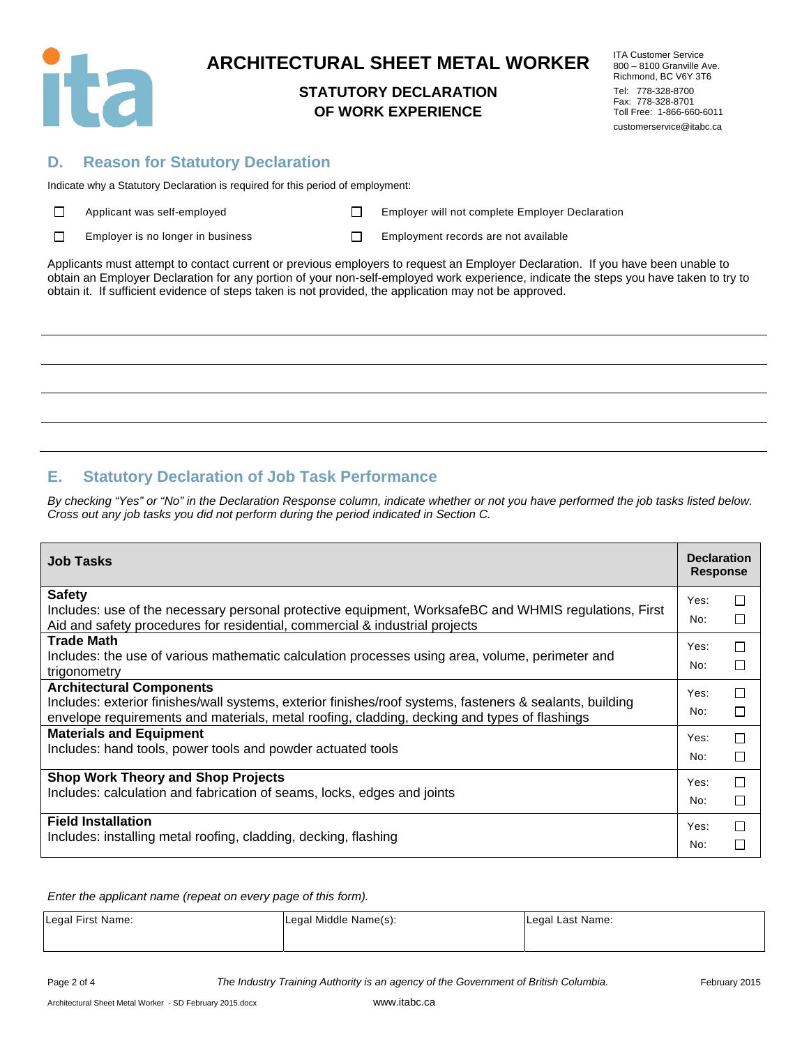# ARCHITECTURAL SHEET METAL WORKER

## STATUTORY DECLARATION OF WORK EXPERIENCE

ITA Customer Service
800 – 8100 Granville Ave.
Richmond, BC V6Y 3T6
Tel: 778-328-8700
Fax: 778-328-8701
Toll Free: 1-866-660-6011
customerservice@itabc.ca

## D. Reason for Statutory Declaration

Indicate why a Statutory Declaration is required for this period of employment:

- ☐ Applicant was self-employed
- ☐ Employer will not complete Employer Declaration
- ☐ Employer is no longer in business
- ☐ Employment records are not available

Applicants must attempt to contact current or previous employers to request an Employer Declaration. If you have been unable to obtain an Employer Declaration for any portion of your non-self-employed work experience, indicate the steps you have taken to try to obtain it. If sufficient evidence of steps taken is not provided, the application may not be approved.

\_\_\_\_\_\_\_\_\_\_\_\_\_\_\_\_\_\_\_\_\_\_\_\_\_\_\_\_\_\_\_\_\_\_\_\_\_\_\_\_\_\_\_\_\_\_\_\_\_\_\_\_\_\_\_\_\_\_\_\_\_\_\_\_\_\_\_\_\_\_\_\_

\_\_\_\_\_\_\_\_\_\_\_\_\_\_\_\_\_\_\_\_\_\_\_\_\_\_\_\_\_\_\_\_\_\_\_\_\_\_\_\_\_\_\_\_\_\_\_\_\_\_\_\_\_\_\_\_\_\_\_\_\_\_\_\_\_\_\_\_\_\_\_\_

\_\_\_\_\_\_\_\_\_\_\_\_\_\_\_\_\_\_\_\_\_\_\_\_\_\_\_\_\_\_\_\_\_\_\_\_\_\_\_\_\_\_\_\_\_\_\_\_\_\_\_\_\_\_\_\_\_\_\_\_\_\_\_\_\_\_\_\_\_\_\_\_

\_\_\_\_\_\_\_\_\_\_\_\_\_\_\_\_\_\_\_\_\_\_\_\_\_\_\_\_\_\_\_\_\_\_\_\_\_\_\_\_\_\_\_\_\_\_\_\_\_\_\_\_\_\_\_\_\_\_\_\_\_\_\_\_\_\_\_\_\_\_\_\_

\_\_\_\_\_\_\_\_\_\_\_\_\_\_\_\_\_\_\_\_\_\_\_\_\_\_\_\_\_\_\_\_\_\_\_\_\_\_\_\_\_\_\_\_\_\_\_\_\_\_\_\_\_\_\_\_\_\_\_\_\_\_\_\_\_\_\_\_\_\_\_\_

## E. Statutory Declaration of Job Task Performance

*By checking "Yes" or "No" in the Declaration Response column, indicate whether or not you have performed the job tasks listed below. Cross out any job tasks you did not perform during the period indicated in Section C.*

| Job Tasks | Declaration Response |
|---|---|
| **Safety**<br>Includes: use of the necessary personal protective equipment, WorksafeBC and WHMIS regulations, First Aid and safety procedures for residential, commercial & industrial projects | Yes: ☐<br>No: ☐ |
| **Trade Math**<br>Includes: the use of various mathematic calculation processes using area, volume, perimeter and trigonometry | Yes: ☐<br>No: ☐ |
| **Architectural Components**<br>Includes: exterior finishes/wall systems, exterior finishes/roof systems, fasteners & sealants, building envelope requirements and materials, metal roofing, cladding, decking and types of flashings | Yes: ☐<br>No: ☐ |
| **Materials and Equipment**<br>Includes: hand tools, power tools and powder actuated tools | Yes: ☐<br>No: ☐ |
| **Shop Work Theory and Shop Projects**<br>Includes: calculation and fabrication of seams, locks, edges and joints | Yes: ☐<br>No: ☐ |
| **Field Installation**<br>Includes: installing metal roofing, cladding, decking, flashing | Yes: ☐<br>No: ☐ |

*Enter the applicant name (repeat on every page of this form).*

| Legal First Name: | Legal Middle Name(s): | Legal Last Name: |
|---|---|---|
| | | |

*The Industry Training Authority is an agency of the Government of British Columbia.*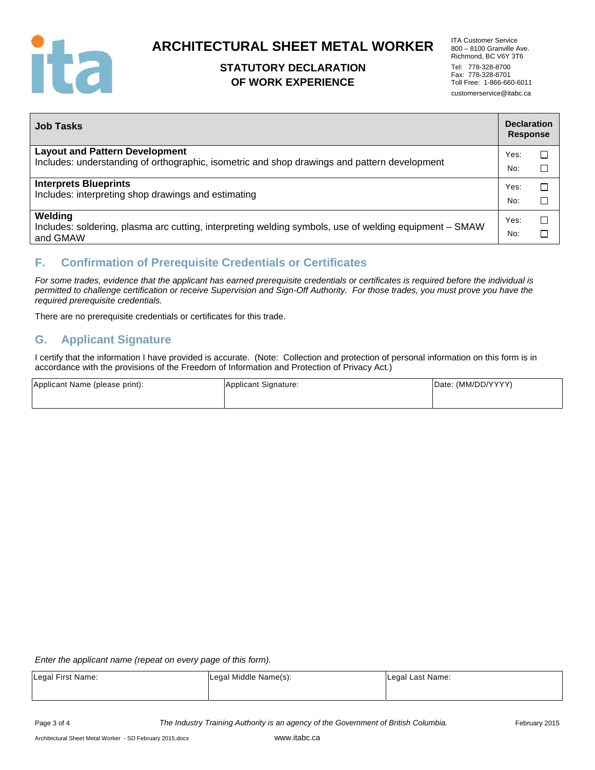# ARCHITECTURAL SHEET METAL WORKER

## STATUTORY DECLARATION OF WORK EXPERIENCE

ITA Customer Service
800 – 8100 Granville Ave.
Richmond, BC V6Y 3T6
Tel: 778-328-8700
Fax: 778-328-8701
Toll Free: 1-866-660-6011
customerservice@itabc.ca

| Job Tasks | Declaration Response |
|---|---|
| **Layout and Pattern Development**<br>Includes: understanding of orthographic, isometric and shop drawings and pattern development | Yes: ☐<br>No: ☐ |
| **Interprets Blueprints**<br>Includes: interpreting shop drawings and estimating | Yes: ☐<br>No: ☐ |
| **Welding**<br>Includes: soldering, plasma arc cutting, interpreting welding symbols, use of welding equipment – SMAW and GMAW | Yes: ☐<br>No: ☐ |

## F. Confirmation of Prerequisite Credentials or Certificates

*For some trades, evidence that the applicant has earned prerequisite credentials or certificates is required before the individual is permitted to challenge certification or receive Supervision and Sign-Off Authority. For those trades, you must prove you have the required prerequisite credentials.*

There are no prerequisite credentials or certificates for this trade.

## G. Applicant Signature

I certify that the information I have provided is accurate. (Note: Collection and protection of personal information on this form is in accordance with the provisions of the Freedom of Information and Protection of Privacy Act.)

| Applicant Name (please print): | Applicant Signature: | Date: (MM/DD/YYYY) |
|---|---|---|
| | | |

*Enter the applicant name (repeat on every page of this form).*

| Legal First Name: | Legal Middle Name(s): | Legal Last Name: |
|---|---|---|
| | | |

*The Industry Training Authority is an agency of the Government of British Columbia.*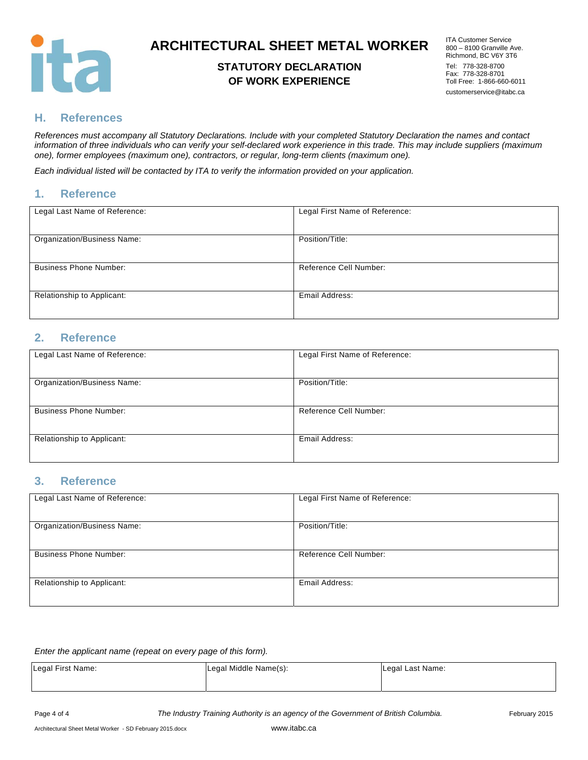# ARCHITECTURAL SHEET METAL WORKER

## STATUTORY DECLARATION OF WORK EXPERIENCE

ITA Customer Service
800 – 8100 Granville Ave.
Richmond, BC V6Y 3T6
Tel: 778-328-8700
Fax: 778-328-8701
Toll Free: 1-866-660-6011
customerservice@itabc.ca

## H. References

*References must accompany all Statutory Declarations. Include with your completed Statutory Declaration the names and contact information of three individuals who can verify your self-declared work experience in this trade. This may include suppliers (maximum one), former employees (maximum one), contractors, or regular, long-term clients (maximum one).*

*Each individual listed will be contacted by ITA to verify the information provided on your application.*

### 1. Reference

| | |
|---|---|
| Legal Last Name of Reference: | Legal First Name of Reference: |
| Organization/Business Name: | Position/Title: |
| Business Phone Number: | Reference Cell Number: |
| Relationship to Applicant: | Email Address: |

### 2. Reference

| | |
|---|---|
| Legal Last Name of Reference: | Legal First Name of Reference: |
| Organization/Business Name: | Position/Title: |
| Business Phone Number: | Reference Cell Number: |
| Relationship to Applicant: | Email Address: |

### 3. Reference

| | |
|---|---|
| Legal Last Name of Reference: | Legal First Name of Reference: |
| Organization/Business Name: | Position/Title: |
| Business Phone Number: | Reference Cell Number: |
| Relationship to Applicant: | Email Address: |

*Enter the applicant name (repeat on every page of this form).*

| | | |
|---|---|---|
| Legal First Name: | Legal Middle Name(s): | Legal Last Name: |

*The Industry Training Authority is an agency of the Government of British Columbia.*